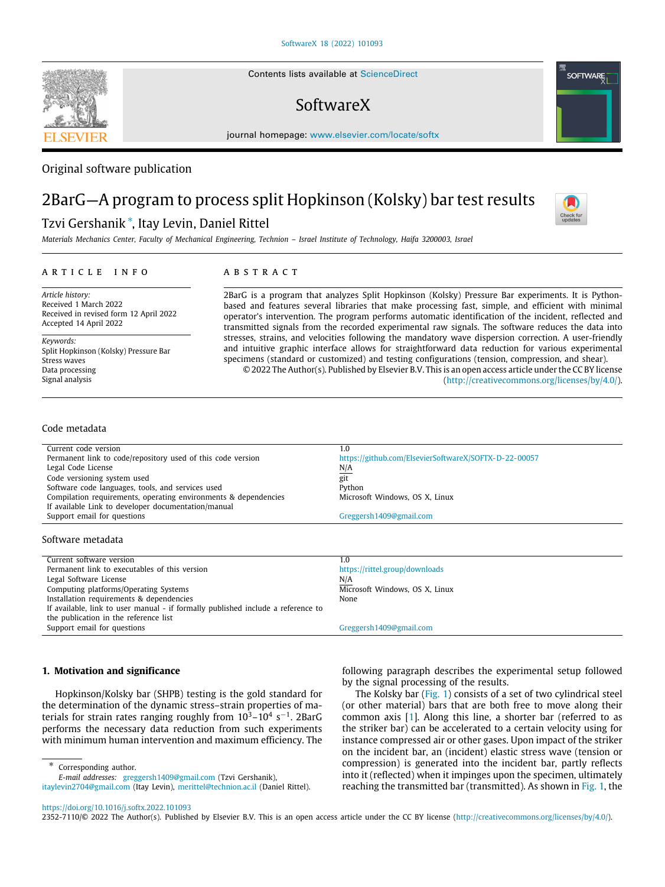Original software publication

# 2BarG—A program to process split Hopkinson (Kolsky) bar test results

Tzvi Gershanik *, Itay Levin, Daniel Rittel

*Materials Mechanics Center, Faculty of Mechanical Engineering, Technion – Israel Institute of Technology, Haifa 3200003, Israel*

## ARTICLE INFO

*Article history:*
Received 1 March 2022
Received in revised form 12 April 2022
Accepted 14 April 2022

*Keywords:*
Split Hopkinson (Kolsky) Pressure Bar
Stress waves
Data processing
Signal analysis

## ABSTRACT

2BarG is a program that analyzes Split Hopkinson (Kolsky) Pressure Bar experiments. It is Python-based and features several libraries that make processing fast, simple, and efficient with minimal operator's intervention. The program performs automatic identification of the incident, reflected and transmitted signals from the recorded experimental raw signals. The software reduces the data into stresses, strains, and velocities following the mandatory wave dispersion correction. A user-friendly and intuitive graphic interface allows for straightforward data reduction for various experimental specimens (standard or customized) and testing configurations (tension, compression, and shear).

© 2022 The Author(s). Published by Elsevier B.V. This is an open access article under the CC BY license (http://creativecommons.org/licenses/by/4.0/).

## Code metadata

| | |
|---|---|
| Current code version | 1.0 |
| Permanent link to code/repository used of this code version | https://github.com/ElsevierSoftwareX/SOFTX-D-22-00057 |
| Legal Code License | N/A |
| Code versioning system used | git |
| Software code languages, tools, and services used | Python |
| Compilation requirements, operating environments & dependencies | Microsoft Windows, OS X, Linux |
| If available Link to developer documentation/manual | |
| Support email for questions | Greggersh1409@gmail.com |

## Software metadata

| | |
|---|---|
| Current software version | 1.0 |
| Permanent link to executables of this version | https://rittel.group/downloads |
| Legal Software License | N/A |
| Computing platforms/Operating Systems | Microsoft Windows, OS X, Linux |
| Installation requirements & dependencies | None |
| If available, link to user manual - if formally published include a reference to the publication in the reference list | |
| Support email for questions | Greggersh1409@gmail.com |

## 1. Motivation and significance

Hopkinson/Kolsky bar (SHPB) testing is the gold standard for the determination of the dynamic stress–strain properties of materials for strain rates ranging roughly from $10^3$–$10^4$ $s^{-1}$. 2BarG performs the necessary data reduction from such experiments with minimum human intervention and maximum efficiency. The following paragraph describes the experimental setup followed by the signal processing of the results.

The Kolsky bar (Fig. 1) consists of a set of two cylindrical steel (or other material) bars that are both free to move along their common axis [1]. Along this line, a shorter bar (referred to as the striker bar) can be accelerated to a certain velocity using for instance compressed air or other gases. Upon impact of the striker on the incident bar, an (incident) elastic stress wave (tension or compression) is generated into the incident bar, partly reflects into it (reflected) when it impinges upon the specimen, ultimately reaching the transmitted bar (transmitted). As shown in Fig. 1, the

* Corresponding author.
*E-mail addresses:* greggersh1409@gmail.com (Tzvi Gershanik), itaylevin2704@gmail.com (Itay Levin), merittel@technion.ac.il (Daniel Rittel).

https://doi.org/10.1016/j.softx.2022.101093
2352-7110/© 2022 The Author(s). Published by Elsevier B.V. This is an open access article under the CC BY license (http://creativecommons.org/licenses/by/4.0/).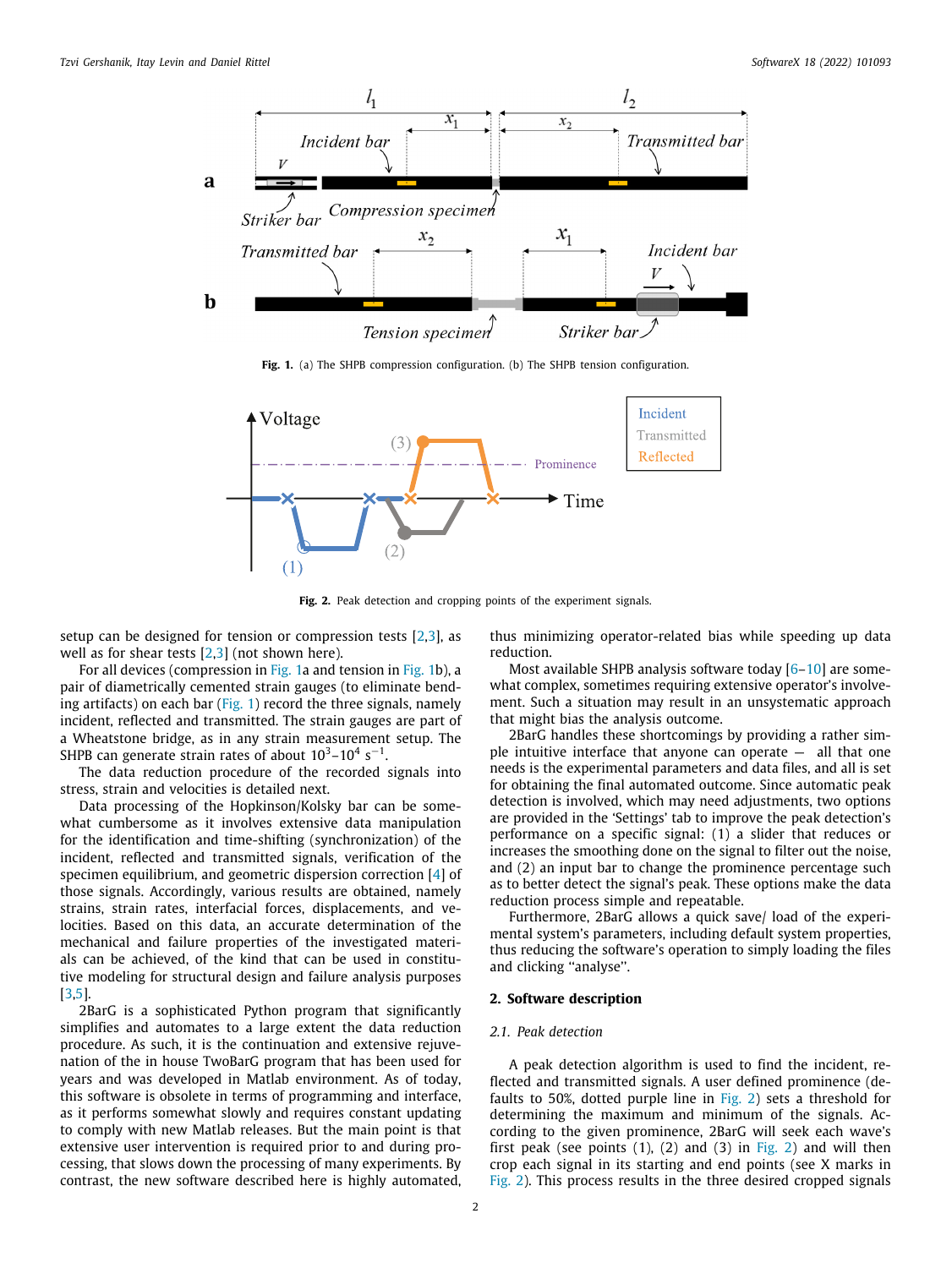Fig. 1. (a) The SHPB compression configuration. (b) The SHPB tension configuration.

Fig. 2. Peak detection and cropping points of the experiment signals.

setup can be designed for tension or compression tests [2,3], as well as for shear tests [2,3] (not shown here).

For all devices (compression in Fig. 1a and tension in Fig. 1b), a pair of diametrically cemented strain gauges (to eliminate bending artifacts) on each bar (Fig. 1) record the three signals, namely incident, reflected and transmitted. The strain gauges are part of a Wheatstone bridge, as in any strain measurement setup. The SHPB can generate strain rates of about $10^3$–$10^4$ $s^{-1}$.

The data reduction procedure of the recorded signals into stress, strain and velocities is detailed next.

Data processing of the Hopkinson/Kolsky bar can be somewhat cumbersome as it involves extensive data manipulation for the identification and time-shifting (synchronization) of the incident, reflected and transmitted signals, verification of the specimen equilibrium, and geometric dispersion correction [4] of those signals. Accordingly, various results are obtained, namely strains, strain rates, interfacial forces, displacements, and velocities. Based on this data, an accurate determination of the mechanical and failure properties of the investigated materials can be achieved, of the kind that can be used in constitutive modeling for structural design and failure analysis purposes [3,5].

2BarG is a sophisticated Python program that significantly simplifies and automates to a large extent the data reduction procedure. As such, it is the continuation and extensive rejuvenation of the in house TwoBarG program that has been used for years and was developed in Matlab environment. As of today, this software is obsolete in terms of programming and interface, as it performs somewhat slowly and requires constant updating to comply with new Matlab releases. But the main point is that extensive user intervention is required prior to and during processing, that slows down the processing of many experiments. By contrast, the new software described here is highly automated, thus minimizing operator-related bias while speeding up data reduction.

Most available SHPB analysis software today [6–10] are somewhat complex, sometimes requiring extensive operator's involvement. Such a situation may result in an unsystematic approach that might bias the analysis outcome.

2BarG handles these shortcomings by providing a rather simple intuitive interface that anyone can operate — all that one needs is the experimental parameters and data files, and all is set for obtaining the final automated outcome. Since automatic peak detection is involved, which may need adjustments, two options are provided in the 'Settings' tab to improve the peak detection's performance on a specific signal: (1) a slider that reduces or increases the smoothing done on the signal to filter out the noise, and (2) an input bar to change the prominence percentage such as to better detect the signal's peak. These options make the data reduction process simple and repeatable.

Furthermore, 2BarG allows a quick save/ load of the experimental system's parameters, including default system properties, thus reducing the software's operation to simply loading the files and clicking "analyse".

## 2. Software description

### 2.1. Peak detection

A peak detection algorithm is used to find the incident, reflected and transmitted signals. A user defined prominence (defaults to 50%, dotted purple line in Fig. 2) sets a threshold for determining the maximum and minimum of the signals. According to the given prominence, 2BarG will seek each wave's first peak (see points (1), (2) and (3) in Fig. 2) and will then crop each signal in its starting and end points (see X marks in Fig. 2). This process results in the three desired cropped signals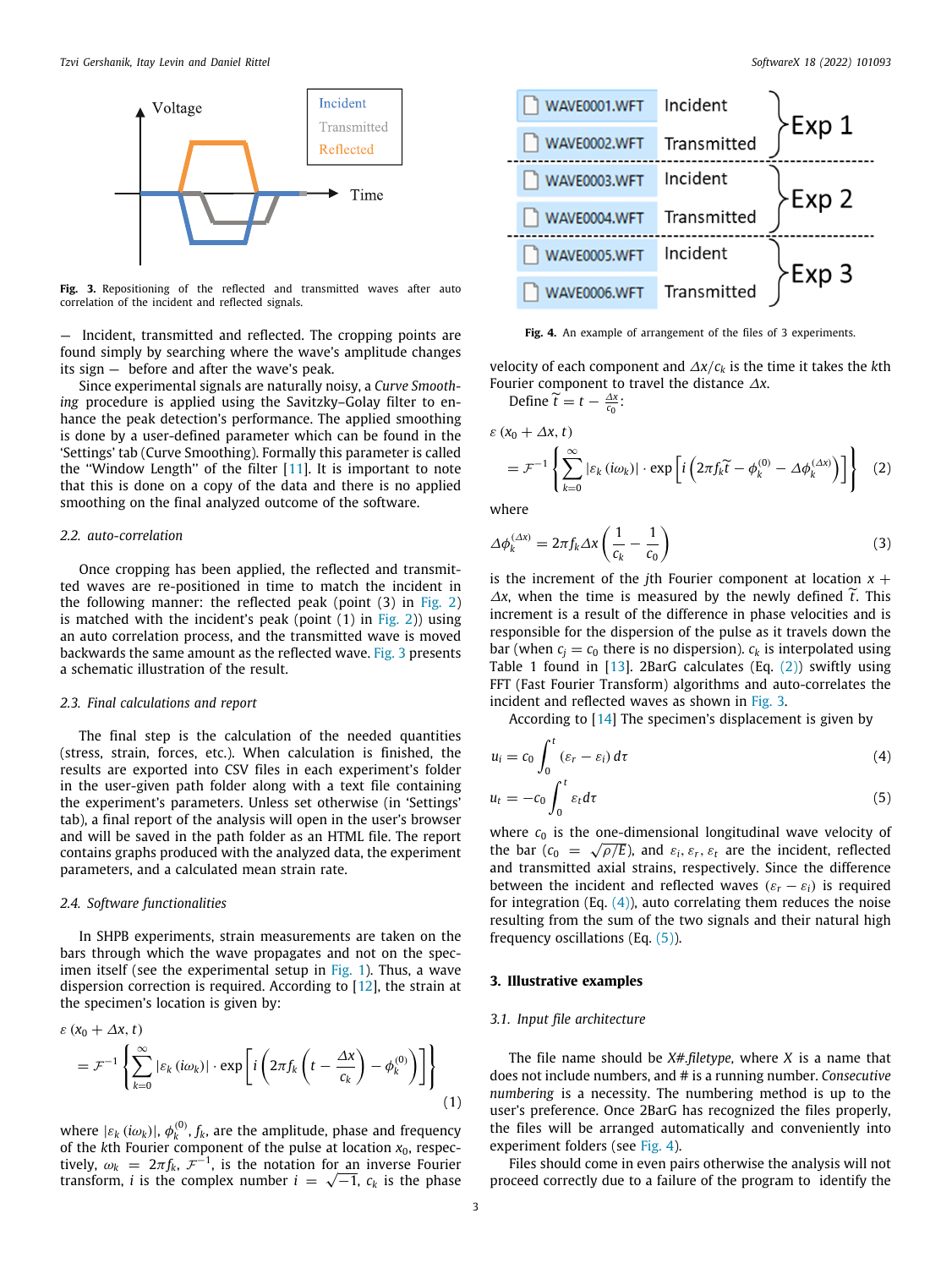Fig. 3. Repositioning of the reflected and transmitted waves after auto correlation of the incident and reflected signals.

— Incident, transmitted and reflected. The cropping points are found simply by searching where the wave's amplitude changes its sign — before and after the wave's peak.

Since experimental signals are naturally noisy, a *Curve Smoothing* procedure is applied using the Savitzky–Golay filter to enhance the peak detection's performance. The applied smoothing is done by a user-defined parameter which can be found in the 'Settings' tab (Curve Smoothing). Formally this parameter is called the "Window Length" of the filter [11]. It is important to note that this is done on a copy of the data and there is no applied smoothing on the final analyzed outcome of the software.

### 2.2. auto-correlation

Once cropping has been applied, the reflected and transmitted waves are re-positioned in time to match the incident in the following manner: the reflected peak (point (3) in Fig. 2) is matched with the incident's peak (point (1) in Fig. 2)) using an auto correlation process, and the transmitted wave is moved backwards the same amount as the reflected wave. Fig. 3 presents a schematic illustration of the result.

### 2.3. Final calculations and report

The final step is the calculation of the needed quantities (stress, strain, forces, etc.). When calculation is finished, the results are exported into CSV files in each experiment's folder in the user-given path folder along with a text file containing the experiment's parameters. Unless set otherwise (in 'Settings' tab), a final report of the analysis will open in the user's browser and will be saved in the path folder as an HTML file. The report contains graphs produced with the analyzed data, the experiment parameters, and a calculated mean strain rate.

### 2.4. Software functionalities

In SHPB experiments, strain measurements are taken on the bars through which the wave propagates and not on the specimen itself (see the experimental setup in Fig. 1). Thus, a wave dispersion correction is required. According to [12], the strain at the specimen's location is given by:

$$\varepsilon\left(x_0+\Delta x, t\right) = \mathcal{F}^{-1}\left\{\sum_{k=0}^{\infty}\left|\varepsilon_k\left(i\omega_k\right)\right|\cdot\exp\left[i\left(2\pi f_k\left(t-\frac{\Delta x}{c_k}\right)-\phi_k^{(0)}\right)\right]\right\} \tag{1}$$

where $|\varepsilon_k(i\omega_k)|$, $\phi_k^{(0)}$, $f_k$, are the amplitude, phase and frequency of the $k$th Fourier component of the pulse at location $x_0$, respectively, $\omega_k = 2\pi f_k$, $\mathcal{F}^{-1}$, is the notation for an inverse Fourier transform, $i$ is the complex number $i = \sqrt{-1}$, $c_k$ is the phase velocity of each component and $\Delta x/c_k$ is the time it takes the $k$th Fourier component to travel the distance $\Delta x$.

Define $\widetilde{t} = t - \frac{\Delta x}{c_0}$:

$$\varepsilon\left(x_0+\Delta x, t\right) = \mathcal{F}^{-1}\left\{\sum_{k=0}^{\infty}\left|\varepsilon_k\left(i\omega_k\right)\right|\cdot\exp\left[i\left(2\pi f_k\widetilde{t}-\phi_k^{(0)}-\Delta\phi_k^{(\Delta x)}\right)\right]\right\} \tag{2}$$

where

$$\Delta\phi_k^{(\Delta x)} = 2\pi f_k\Delta x\left(\frac{1}{c_k}-\frac{1}{c_0}\right) \tag{3}$$

is the increment of the $j$th Fourier component at location $x + \Delta x$, when the time is measured by the newly defined $\widetilde{t}$. This increment is a result of the difference in phase velocities and is responsible for the dispersion of the pulse as it travels down the bar (when $c_j = c_0$ there is no dispersion). $c_k$ is interpolated using Table 1 found in [13]. 2BarG calculates (Eq. (2)) swiftly using FFT (Fast Fourier Transform) algorithms and auto-correlates the incident and reflected waves as shown in Fig. 3.

According to [14] The specimen's displacement is given by

$$u_i = c_0\int_0^t\left(\varepsilon_r-\varepsilon_i\right)d\tau \tag{4}$$

$$u_t = -c_0\int_0^t\varepsilon_t d\tau \tag{5}$$

where $c_0$ is the one-dimensional longitudinal wave velocity of the bar ($c_0 = \sqrt{\rho/E}$), and $\varepsilon_i, \varepsilon_r, \varepsilon_t$ are the incident, reflected and transmitted axial strains, respectively. Since the difference between the incident and reflected waves $(\varepsilon_r - \varepsilon_i)$ is required for integration (Eq. (4)), auto correlating them reduces the noise resulting from the sum of the two signals and their natural high frequency oscillations (Eq. (5)).

Fig. 4. An example of arrangement of the files of 3 experiments.

## 3. Illustrative examples

### 3.1. Input file architecture

The file name should be *X#.filetype*, where *X* is a name that does not include numbers, and # is a running number. *Consecutive numbering* is a necessity. The numbering method is up to the user's preference. Once 2BarG has recognized the files properly, the files will be arranged automatically and conveniently into experiment folders (see Fig. 4).

Files should come in even pairs otherwise the analysis will not proceed correctly due to a failure of the program to identify the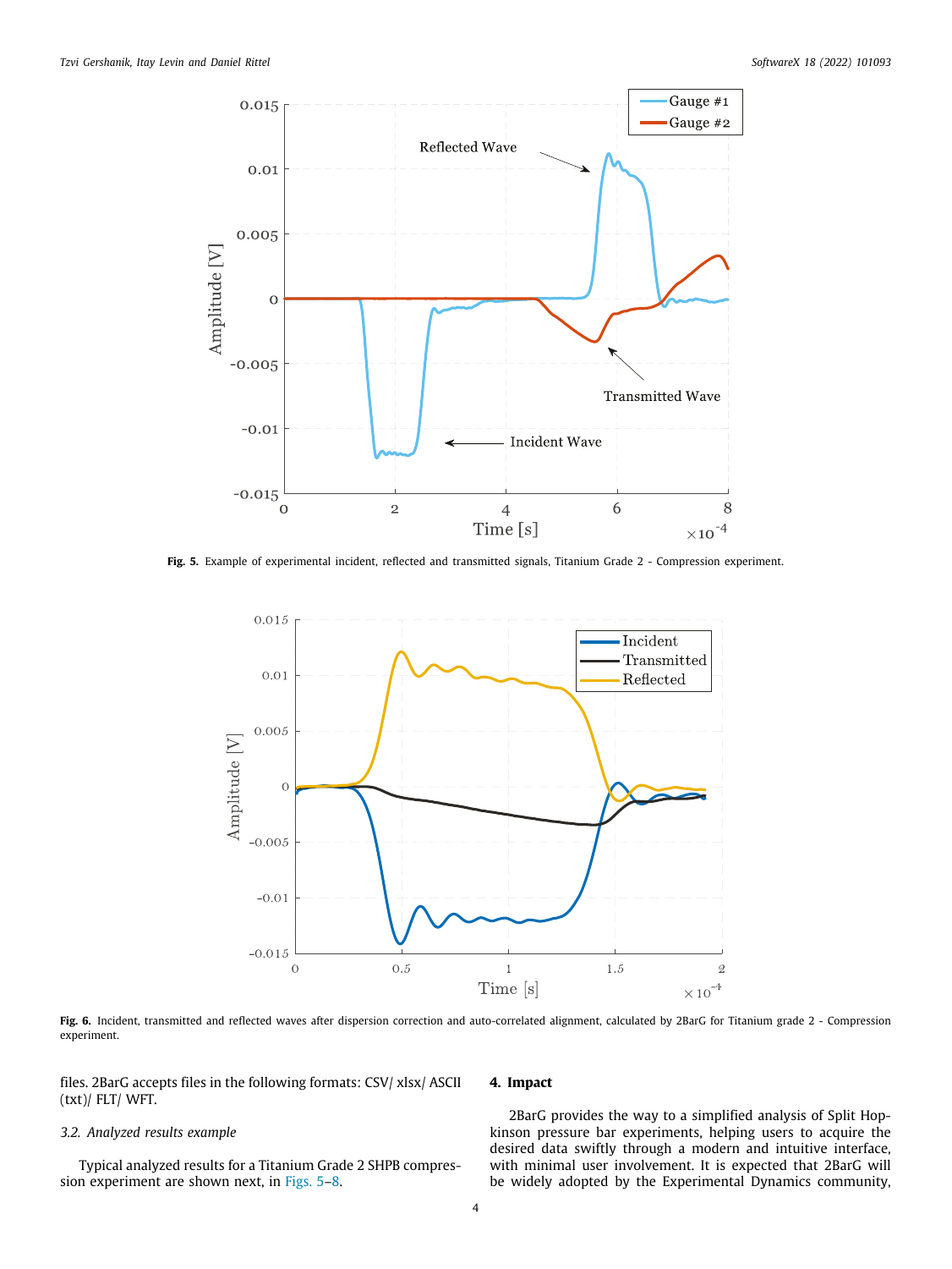Fig. 5. Example of experimental incident, reflected and transmitted signals, Titanium Grade 2 - Compression experiment.

Fig. 6. Incident, transmitted and reflected waves after dispersion correction and auto-correlated alignment, calculated by 2BarG for Titanium grade 2 - Compression experiment.

files. 2BarG accepts files in the following formats: CSV/ xlsx/ ASCII (txt)/ FLT/ WFT.

### 3.2. Analyzed results example

Typical analyzed results for a Titanium Grade 2 SHPB compression experiment are shown next, in Figs. 5–8.

## 4. Impact

2BarG provides the way to a simplified analysis of Split Hopkinson pressure bar experiments, helping users to acquire the desired data swiftly through a modern and intuitive interface, with minimal user involvement. It is expected that 2BarG will be widely adopted by the Experimental Dynamics community,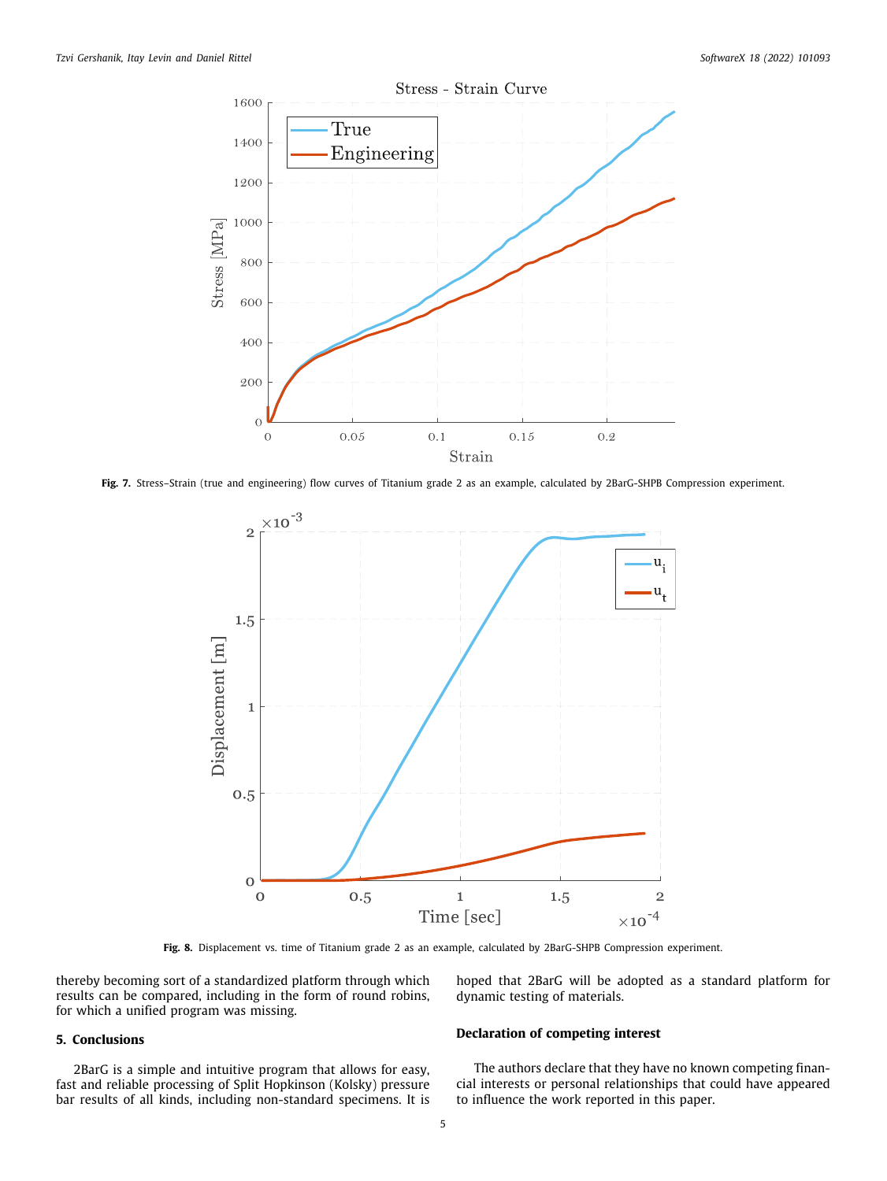**Fig. 7.** Stress–Strain (true and engineering) flow curves of Titanium grade 2 as an example, calculated by 2BarG-SHPB Compression experiment.

**Fig. 8.** Displacement vs. time of Titanium grade 2 as an example, calculated by 2BarG-SHPB Compression experiment.

thereby becoming sort of a standardized platform through which results can be compared, including in the form of round robins, for which a unified program was missing.

## 5. Conclusions

2BarG is a simple and intuitive program that allows for easy, fast and reliable processing of Split Hopkinson (Kolsky) pressure bar results of all kinds, including non-standard specimens. It is hoped that 2BarG will be adopted as a standard platform for dynamic testing of materials.

## Declaration of competing interest

The authors declare that they have no known competing financial interests or personal relationships that could have appeared to influence the work reported in this paper.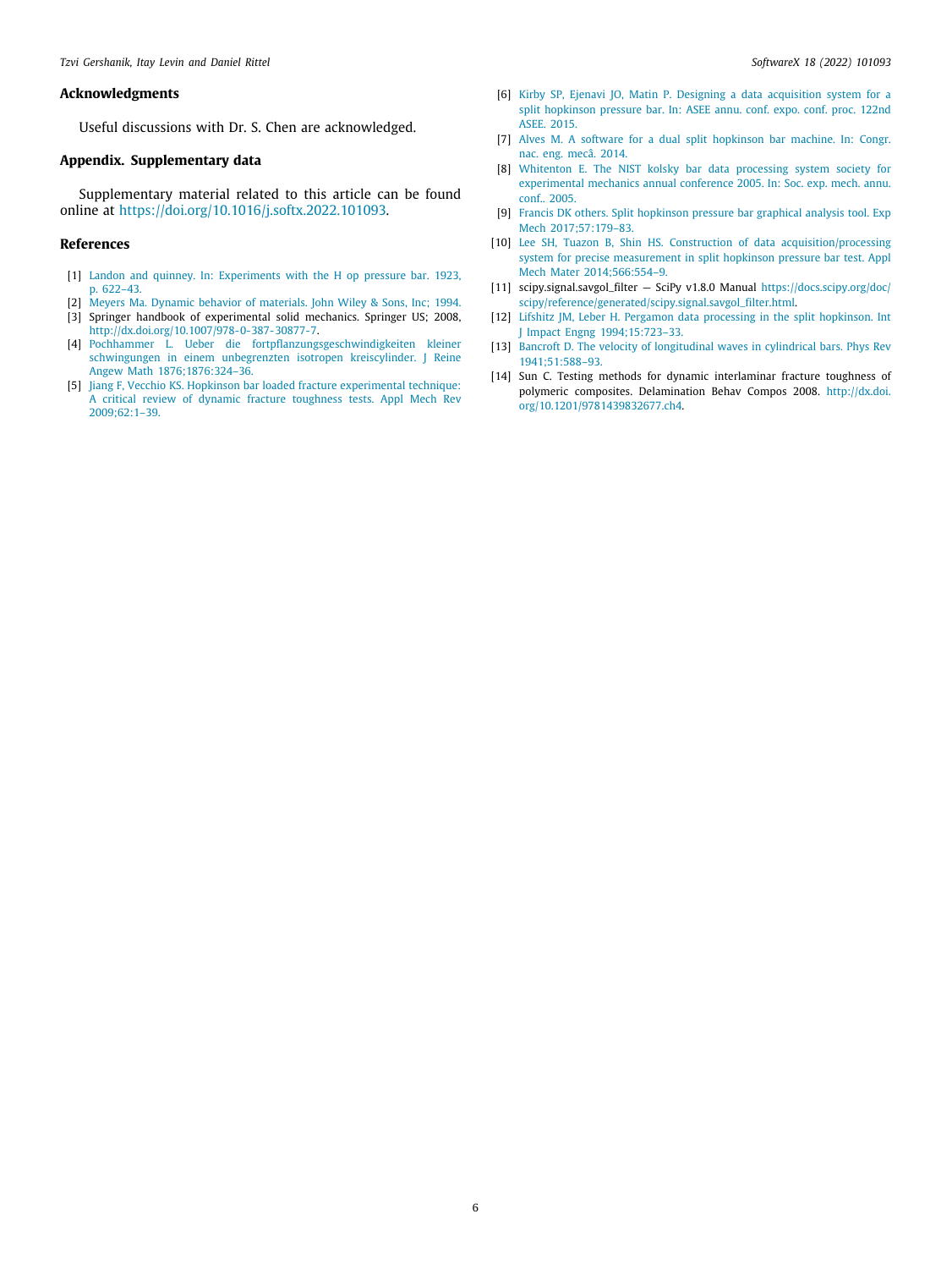## Acknowledgments

Useful discussions with Dr. S. Chen are acknowledged.

## Appendix. Supplementary data

Supplementary material related to this article can be found online at https://doi.org/10.1016/j.softx.2022.101093.

## References

[1] Landon and quinney. In: Experiments with the H op pressure bar. 1923, p. 622–43.

[2] Meyers Ma. Dynamic behavior of materials. John Wiley & Sons, Inc; 1994.

[3] Springer handbook of experimental solid mechanics. Springer US; 2008, http://dx.doi.org/10.1007/978-0-387-30877-7.

[4] Pochhammer L. Ueber die fortpflanzungsgeschwindigkeiten kleiner schwingungen in einem unbegrenzten isotropen kreiscylinder. J Reine Angew Math 1876;1876:324–36.

[5] Jiang F, Vecchio KS. Hopkinson bar loaded fracture experimental technique: A critical review of dynamic fracture toughness tests. Appl Mech Rev 2009;62:1–39.

[6] Kirby SP, Ejenavi JO, Matin P. Designing a data acquisition system for a split hopkinson pressure bar. In: ASEE annu. conf. expo. conf. proc. 122nd ASEE. 2015.

[7] Alves M. A software for a dual split hopkinson bar machine. In: Congr. nac. eng. mecâ. 2014.

[8] Whitenton E. The NIST kolsky bar data processing system society for experimental mechanics annual conference 2005. In: Soc. exp. mech. annu. conf.. 2005.

[9] Francis DK others. Split hopkinson pressure bar graphical analysis tool. Exp Mech 2017;57:179–83.

[10] Lee SH, Tuazon B, Shin HS. Construction of data acquisition/processing system for precise measurement in split hopkinson pressure bar test. Appl Mech Mater 2014;566:554–9.

[11] scipy.signal.savgol_filter — SciPy v1.8.0 Manual https://docs.scipy.org/doc/scipy/reference/generated/scipy.signal.savgol_filter.html.

[12] Lifshitz JM, Leber H. Pergamon data processing in the split hopkinson. Int J Impact Engng 1994;15:723–33.

[13] Bancroft D. The velocity of longitudinal waves in cylindrical bars. Phys Rev 1941;51:588–93.

[14] Sun C. Testing methods for dynamic interlaminar fracture toughness of polymeric composites. Delamination Behav Compos 2008. http://dx.doi.org/10.1201/9781439832677.ch4.